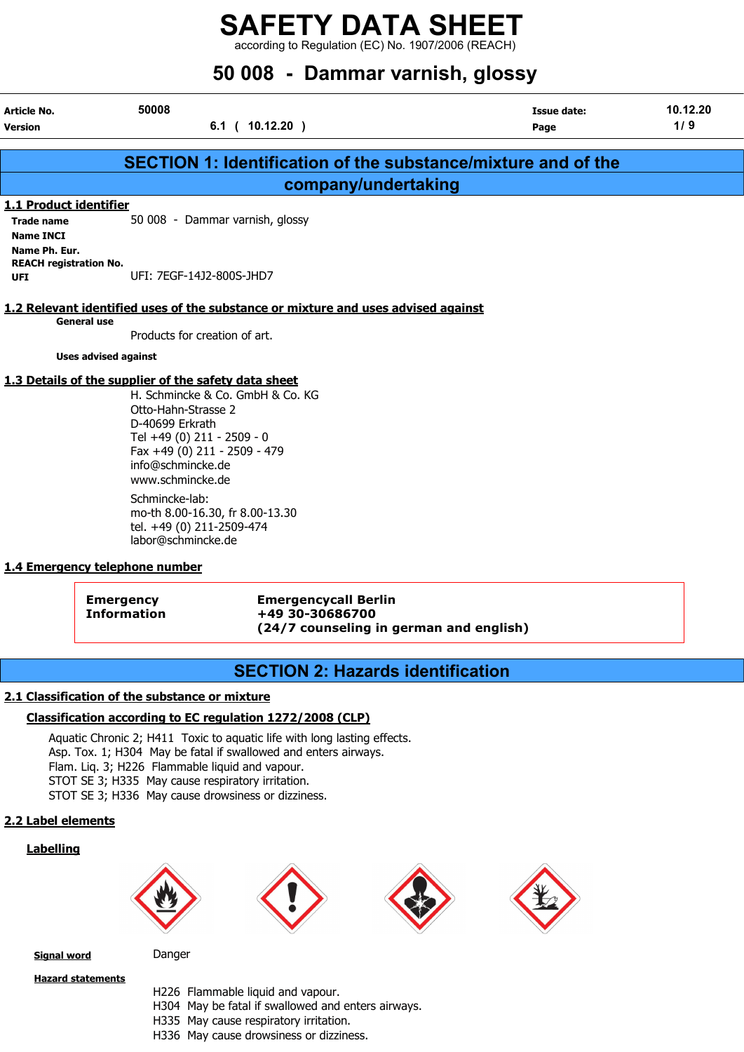# SAFETY DATA SHEET

according to Regulation (EC) No. 1907/2006 (REACH)

# 50 008 - Dammar varnish, glossy

| | | | |
|---|---|---|---|
| **Article No.** | 50008 | **Issue date:** | 10.12.20 |
| **Version** | 6.1 ( 10.12.20 ) | **Page** | 1/ 9 |

## SECTION 1: Identification of the substance/mixture and of the company/undertaking

### 1.1 Product identifier

| | |
|---|---|
| **Trade name** | 50 008 - Dammar varnish, glossy |
| **Name INCI** | |
| **Name Ph. Eur.** | |
| **REACH registration No.** | |
| **UFI** | UFI: 7EGF-14J2-800S-JHD7 |

### 1.2 Relevant identified uses of the substance or mixture and uses advised against

**General use**

Products for creation of art.

**Uses advised against**

### 1.3 Details of the supplier of the safety data sheet

H. Schmincke & Co. GmbH & Co. KG
Otto-Hahn-Strasse 2
D-40699 Erkrath
Tel +49 (0) 211 - 2509 - 0
Fax +49 (0) 211 - 2509 - 479
info@schmincke.de
www.schmincke.de

Schmincke-lab:
mo-th 8.00-16.30, fr 8.00-13.30
tel. +49 (0) 211-2509-474
labor@schmincke.de

### 1.4 Emergency telephone number

| | |
|---|---|
| **Emergency Information** | **Emergencycall Berlin**<br>**+49 30-30686700**<br>**(24/7 counseling in german and english)** |

## SECTION 2: Hazards identification

### 2.1 Classification of the substance or mixture

**Classification according to EC regulation 1272/2008 (CLP)**

Aquatic Chronic 2; H411 Toxic to aquatic life with long lasting effects.
Asp. Tox. 1; H304 May be fatal if swallowed and enters airways.
Flam. Liq. 3; H226 Flammable liquid and vapour.
STOT SE 3; H335 May cause respiratory irritation.
STOT SE 3; H336 May cause drowsiness or dizziness.

### 2.2 Label elements

**Labelling**

**Signal word** Danger

**Hazard statements**

H226 Flammable liquid and vapour.
H304 May be fatal if swallowed and enters airways.
H335 May cause respiratory irritation.
H336 May cause drowsiness or dizziness.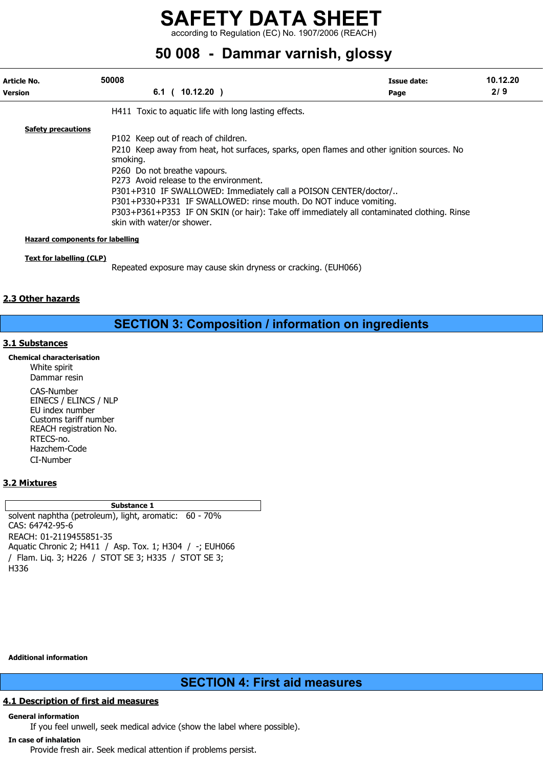H411 Toxic to aquatic life with long lasting effects.

**Safety precautions**

P102 Keep out of reach of children.
P210 Keep away from heat, hot surfaces, sparks, open flames and other ignition sources. No smoking.
P260 Do not breathe vapours.
P273 Avoid release to the environment.
P301+P310 IF SWALLOWED: Immediately call a POISON CENTER/doctor/..
P301+P330+P331 IF SWALLOWED: rinse mouth. Do NOT induce vomiting.
P303+P361+P353 IF ON SKIN (or hair): Take off immediately all contaminated clothing. Rinse skin with water/or shower.

**Hazard components for labelling**

**Text for labelling (CLP)**

Repeated exposure may cause skin dryness or cracking. (EUH066)

### 2.3 Other hazards

## SECTION 3: Composition / information on ingredients

### 3.1 Substances

**Chemical characterisation**

White spirit
Dammar resin

CAS-Number
EINECS / ELINCS / NLP
EU index number
Customs tariff number
REACH registration No.
RTECS-no.
Hazchem-Code
CI-Number

### 3.2 Mixtures

**Substance 1**

solvent naphtha (petroleum), light, aromatic: 60 - 70%
CAS: 64742-95-6
REACH: 01-2119455851-35
Aquatic Chronic 2; H411 / Asp. Tox. 1; H304 / -; EUH066 / Flam. Liq. 3; H226 / STOT SE 3; H335 / STOT SE 3; H336

**Additional information**

## SECTION 4: First aid measures

### 4.1 Description of first aid measures

**General information**

If you feel unwell, seek medical advice (show the label where possible).

**In case of inhalation**

Provide fresh air. Seek medical attention if problems persist.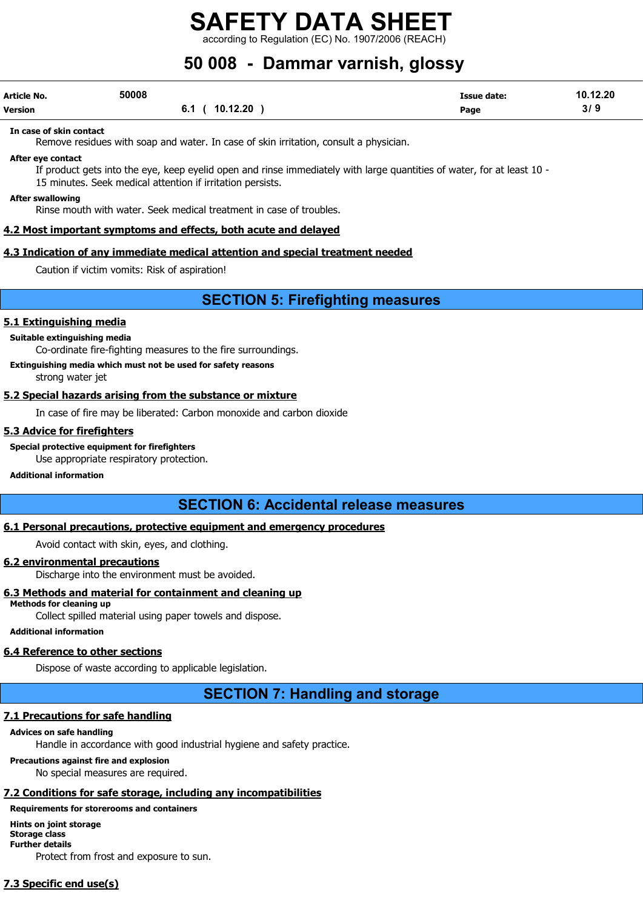**In case of skin contact**

Remove residues with soap and water. In case of skin irritation, consult a physician.

**After eye contact**

If product gets into the eye, keep eyelid open and rinse immediately with large quantities of water, for at least 10 - 15 minutes. Seek medical attention if irritation persists.

**After swallowing**

Rinse mouth with water. Seek medical treatment in case of troubles.

### 4.2 Most important symptoms and effects, both acute and delayed

### 4.3 Indication of any immediate medical attention and special treatment needed

Caution if victim vomits: Risk of aspiration!

## SECTION 5: Firefighting measures

### 5.1 Extinguishing media

**Suitable extinguishing media**

Co-ordinate fire-fighting measures to the fire surroundings.

**Extinguishing media which must not be used for safety reasons**

strong water jet

### 5.2 Special hazards arising from the substance or mixture

In case of fire may be liberated: Carbon monoxide and carbon dioxide

### 5.3 Advice for firefighters

**Special protective equipment for firefighters**

Use appropriate respiratory protection.

**Additional information**

## SECTION 6: Accidental release measures

### 6.1 Personal precautions, protective equipment and emergency procedures

Avoid contact with skin, eyes, and clothing.

### 6.2 environmental precautions

Discharge into the environment must be avoided.

### 6.3 Methods and material for containment and cleaning up

**Methods for cleaning up**

Collect spilled material using paper towels and dispose.

**Additional information**

### 6.4 Reference to other sections

Dispose of waste according to applicable legislation.

## SECTION 7: Handling and storage

### 7.1 Precautions for safe handling

**Advices on safe handling**

Handle in accordance with good industrial hygiene and safety practice.

**Precautions against fire and explosion**

No special measures are required.

### 7.2 Conditions for safe storage, including any incompatibilities

**Requirements for storerooms and containers**

**Hints on joint storage**

**Storage class**

**Further details**

Protect from frost and exposure to sun.

### 7.3 Specific end use(s)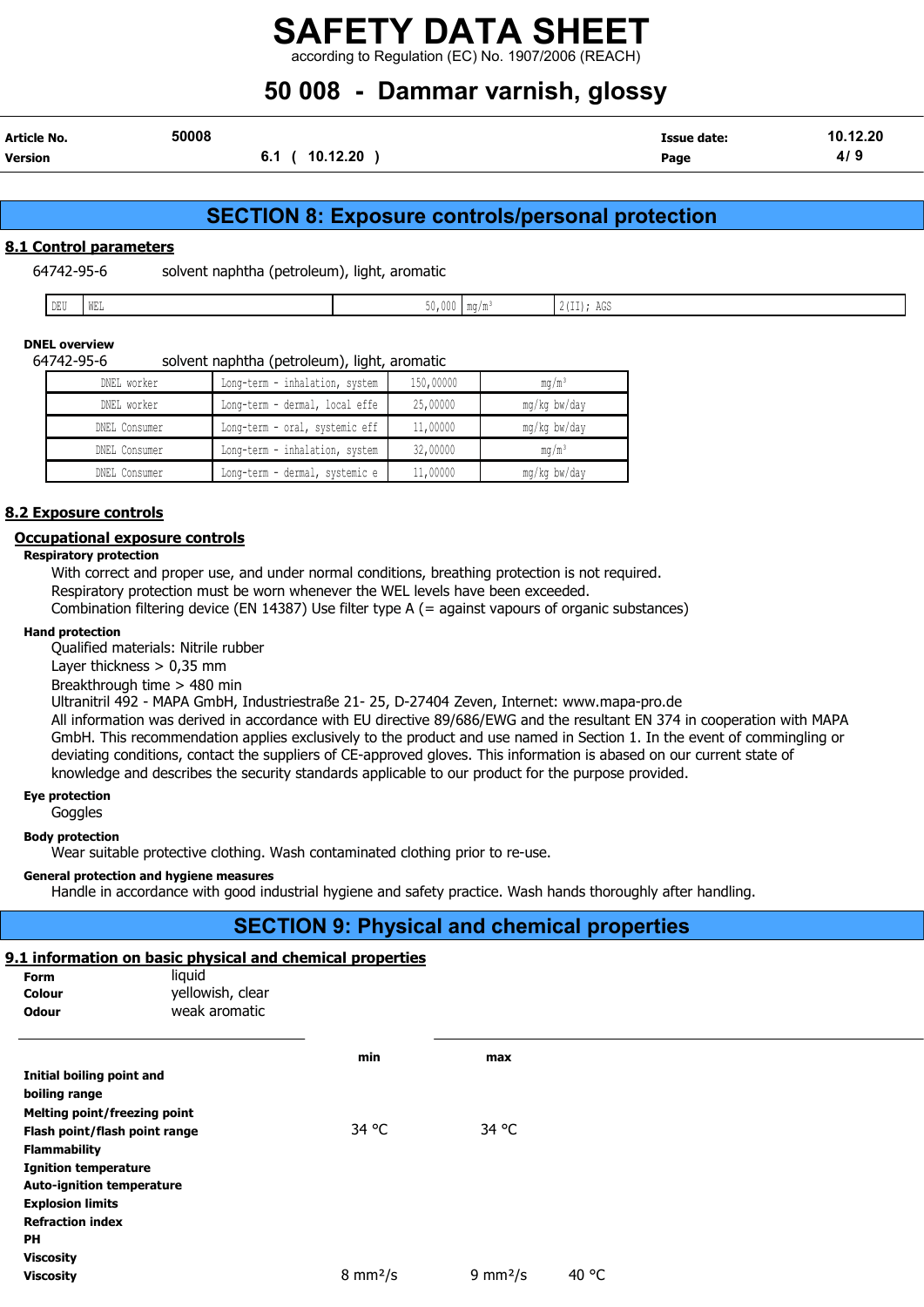## SECTION 8: Exposure controls/personal protection

### 8.1 Control parameters

64742-95-6 solvent naphtha (petroleum), light, aromatic

| | | | | |
|---|---|---|---|---|
| DEU | WEL | 50,000 | mg/m³ | 2(II); AGS |

**DNEL overview**

64742-95-6 solvent naphtha (petroleum), light, aromatic

| | | | |
|---|---|---|---|
| DNEL worker | Long-term - inhalation, system | 150,00000 | mg/m³ |
| DNEL worker | Long-term - dermal, local effe | 25,00000 | mg/kg bw/day |
| DNEL Consumer | Long-term - oral, systemic eff | 11,00000 | mg/kg bw/day |
| DNEL Consumer | Long-term - inhalation, system | 32,00000 | mg/m³ |
| DNEL Consumer | Long-term - dermal, systemic e | 11,00000 | mg/kg bw/day |

### 8.2 Exposure controls

#### Occupational exposure controls

**Respiratory protection**

With correct and proper use, and under normal conditions, breathing protection is not required.
Respiratory protection must be worn whenever the WEL levels have been exceeded.
Combination filtering device (EN 14387) Use filter type A (= against vapours of organic substances)

**Hand protection**

Qualified materials: Nitrile rubber
Layer thickness > 0,35 mm
Breakthrough time > 480 min
Ultranitril 492 - MAPA GmbH, Industriestraße 21- 25, D-27404 Zeven, Internet: www.mapa-pro.de
All information was derived in accordance with EU directive 89/686/EWG and the resultant EN 374 in cooperation with MAPA GmbH. This recommendation applies exclusively to the product and use named in Section 1. In the event of commingling or deviating conditions, contact the suppliers of CE-approved gloves. This information is abased on our current state of knowledge and describes the security standards applicable to our product for the purpose provided.

**Eye protection**

Goggles

**Body protection**

Wear suitable protective clothing. Wash contaminated clothing prior to re-use.

**General protection and hygiene measures**

Handle in accordance with good industrial hygiene and safety practice. Wash hands thoroughly after handling.

## SECTION 9: Physical and chemical properties

### 9.1 information on basic physical and chemical properties

**Form** liquid
**Colour** yellowish, clear
**Odour** weak aromatic

| | min | max | |
|---|---|---|---|
| **Initial boiling point and boiling range** | | | |
| **Melting point/freezing point** | | | |
| **Flash point/flash point range** | 34 °C | 34 °C | |
| **Flammability** | | | |
| **Ignition temperature** | | | |
| **Auto-ignition temperature** | | | |
| **Explosion limits** | | | |
| **Refraction index** | | | |
| **PH** | | | |
| **Viscosity** | | | |
| **Viscosity** | 8 mm²/s | 9 mm²/s | 40 °C |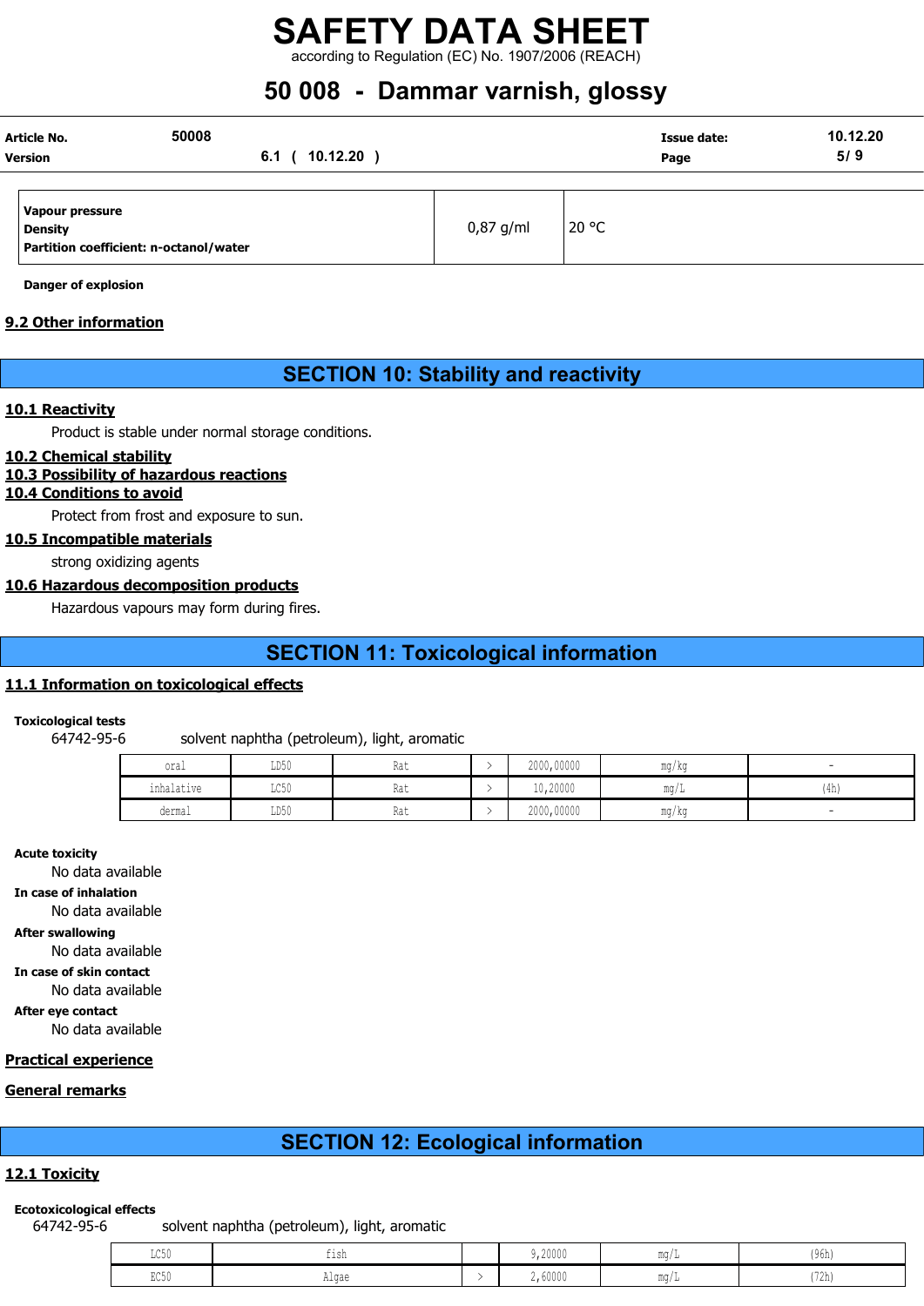| | | |
|---|---|---|
| **Vapour pressure**<br>**Density**<br>**Partition coefficient: n-octanol/water** | 0,87 g/ml | 20 °C |

**Danger of explosion**

### 9.2 Other information

## SECTION 10: Stability and reactivity

### 10.1 Reactivity

Product is stable under normal storage conditions.

### 10.2 Chemical stability

### 10.3 Possibility of hazardous reactions

### 10.4 Conditions to avoid

Protect from frost and exposure to sun.

### 10.5 Incompatible materials

strong oxidizing agents

### 10.6 Hazardous decomposition products

Hazardous vapours may form during fires.

## SECTION 11: Toxicological information

### 11.1 Information on toxicological effects

**Toxicological tests**

64742-95-6 solvent naphtha (petroleum), light, aromatic

| | | | | | | |
|---|---|---|---|---|---|---|
| oral | LD50 | Rat | > | 2000,00000 | mg/kg | - |
| inhalative | LC50 | Rat | > | 10,20000 | mg/L | (4h) |
| dermal | LD50 | Rat | > | 2000,00000 | mg/kg | - |

**Acute toxicity**

No data available

**In case of inhalation**

No data available

**After swallowing**

No data available

**In case of skin contact**

No data available

**After eye contact**

No data available

### Practical experience

### General remarks

## SECTION 12: Ecological information

### 12.1 Toxicity

**Ecotoxicological effects**

64742-95-6 solvent naphtha (petroleum), light, aromatic

| | | | | | |
|---|---|---|---|---|---|
| LC50 | fish | | 9,20000 | mg/L | (96h) |
| EC50 | Algae | > | 2,60000 | mg/L | (72h) |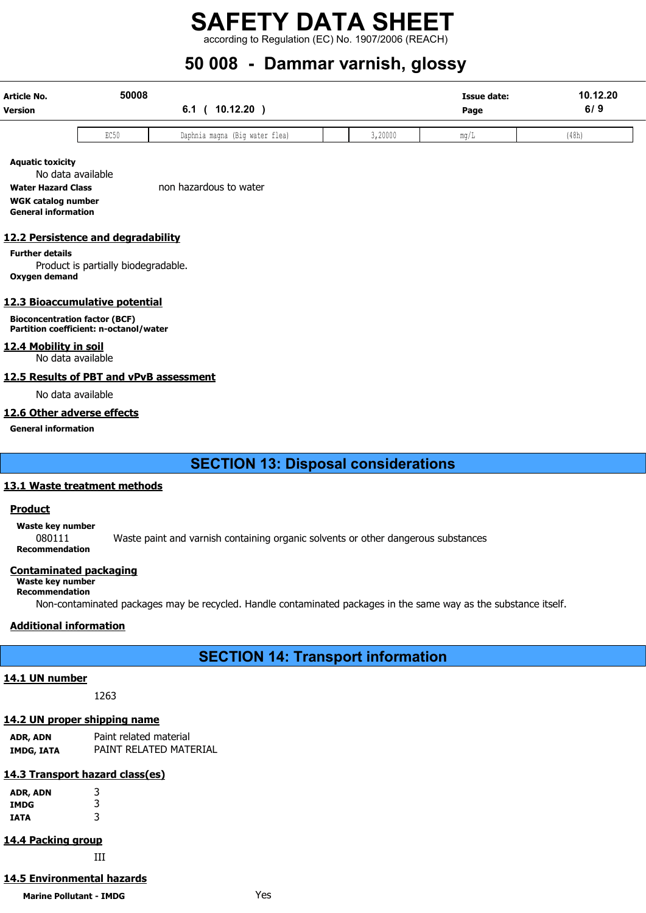| | | | | | |
|---|---|---|---|---|---|
| EC50 | Daphnia magna (Big water flea) | | 3,20000 | mg/L | (48h) |

**Aquatic toxicity**

No data available

**Water Hazard Class** non hazardous to water

**WGK catalog number**

**General information**

## 12.2 Persistence and degradability

**Further details**

Product is partially biodegradable.

**Oxygen demand**

## 12.3 Bioaccumulative potential

**Bioconcentration factor (BCF)**

**Partition coefficient: n-octanol/water**

## 12.4 Mobility in soil

No data available

## 12.5 Results of PBT and vPvB assessment

No data available

## 12.6 Other adverse effects

**General information**

# SECTION 13: Disposal considerations

## 13.1 Waste treatment methods

### Product

**Waste key number**

080111 Waste paint and varnish containing organic solvents or other dangerous substances

**Recommendation**

### Contaminated packaging

**Waste key number**

**Recommendation**

Non-contaminated packages may be recycled. Handle contaminated packages in the same way as the substance itself.

### Additional information

# SECTION 14: Transport information

## 14.1 UN number

1263

## 14.2 UN proper shipping name

**ADR, ADN** Paint related material

**IMDG, IATA** PAINT RELATED MATERIAL

## 14.3 Transport hazard class(es)

**ADR, ADN** 3

**IMDG** 3

**IATA** 3

## 14.4 Packing group

III

## 14.5 Environmental hazards

**Marine Pollutant - IMDG** Yes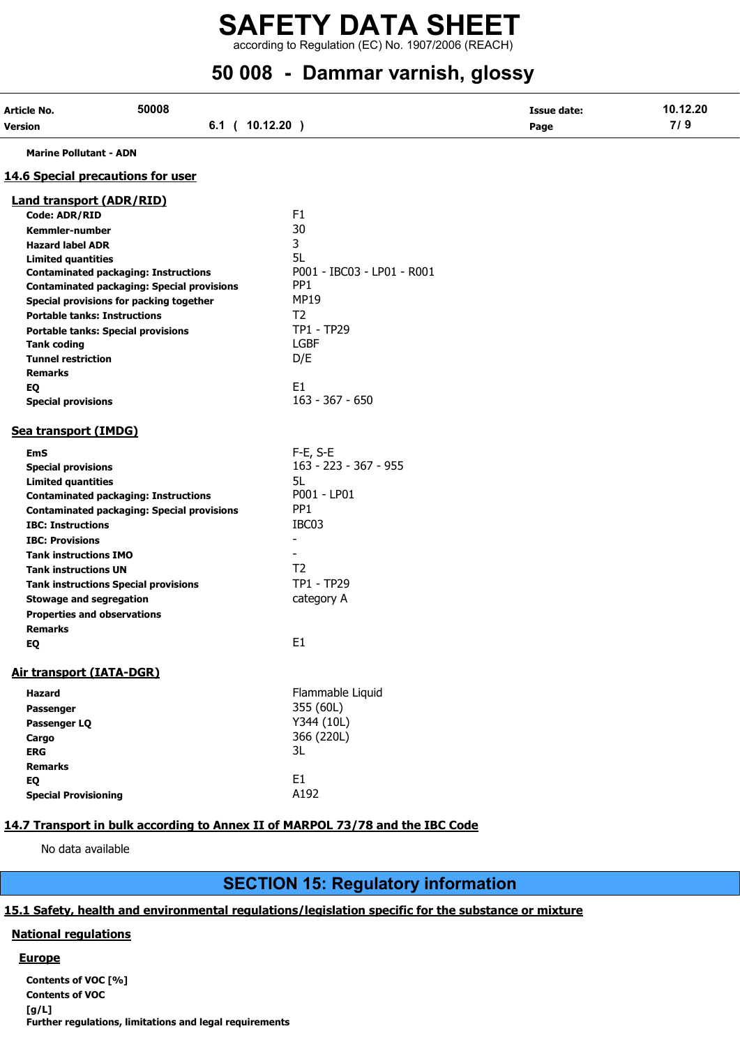**Marine Pollutant - ADN**

## 14.6 Special precautions for user

### Land transport (ADR/RID)

| | |
|---|---|
| **Code: ADR/RID** | F1 |
| **Kemmler-number** | 30 |
| **Hazard label ADR** | 3 |
| **Limited quantities** | 5L |
| **Contaminated packaging: Instructions** | P001 - IBC03 - LP01 - R001 |
| **Contaminated packaging: Special provisions** | PP1 |
| **Special provisions for packing together** | MP19 |
| **Portable tanks: Instructions** | T2 |
| **Portable tanks: Special provisions** | TP1 - TP29 |
| **Tank coding** | LGBF |
| **Tunnel restriction** | D/E |
| **Remarks** | |
| **EQ** | E1 |
| **Special provisions** | 163 - 367 - 650 |

### Sea transport (IMDG)

| | |
|---|---|
| **EmS** | F-E, S-E |
| **Special provisions** | 163 - 223 - 367 - 955 |
| **Limited quantities** | 5L |
| **Contaminated packaging: Instructions** | P001 - LP01 |
| **Contaminated packaging: Special provisions** | PP1 |
| **IBC: Instructions** | IBC03 |
| **IBC: Provisions** | - |
| **Tank instructions IMO** | - |
| **Tank instructions UN** | T2 |
| **Tank instructions Special provisions** | TP1 - TP29 |
| **Stowage and segregation** | category A |
| **Properties and observations** | |
| **Remarks** | |
| **EQ** | E1 |

### Air transport (IATA-DGR)

| | |
|---|---|
| **Hazard** | Flammable Liquid |
| **Passenger** | 355 (60L) |
| **Passenger LQ** | Y344 (10L) |
| **Cargo** | 366 (220L) |
| **ERG** | 3L |
| **Remarks** | |
| **EQ** | E1 |
| **Special Provisioning** | A192 |

## 14.7 Transport in bulk according to Annex II of MARPOL 73/78 and the IBC Code

No data available

# SECTION 15: Regulatory information

## 15.1 Safety, health and environmental regulations/legislation specific for the substance or mixture

### National regulations

#### Europe

**Contents of VOC [%]**

**Contents of VOC [g/L]**

**Further regulations, limitations and legal requirements**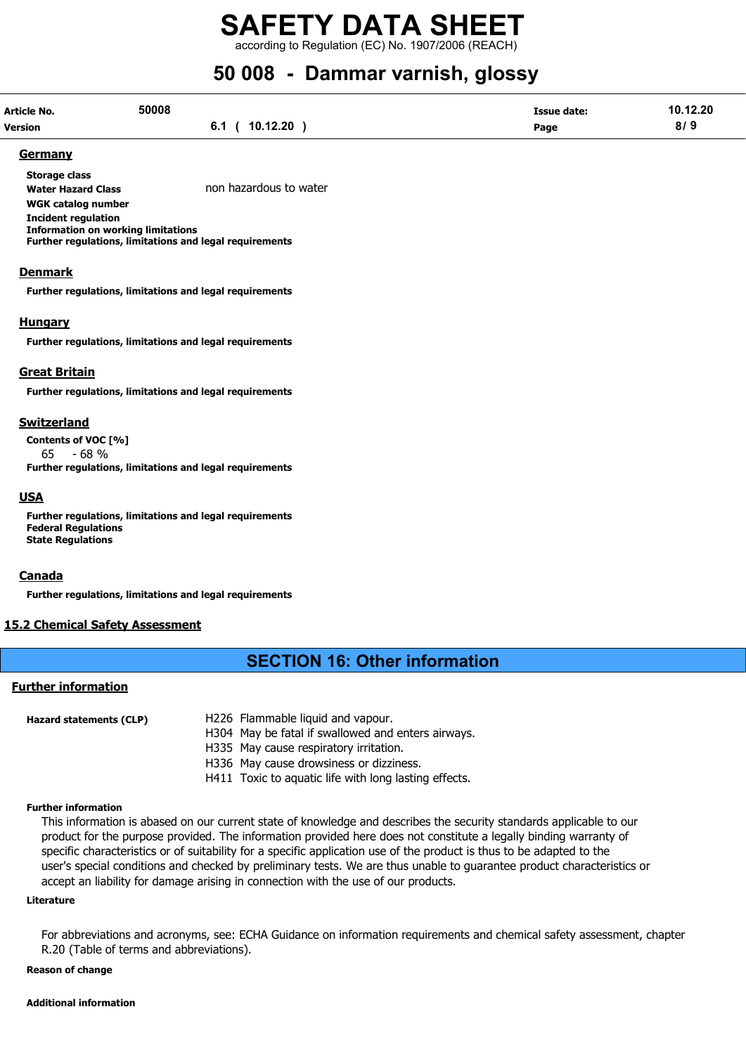## Germany

**Storage class**

**Water Hazard Class** non hazardous to water

**WGK catalog number**

**Incident regulation**

**Information on working limitations**

**Further regulations, limitations and legal requirements**

## Denmark

**Further regulations, limitations and legal requirements**

## Hungary

**Further regulations, limitations and legal requirements**

## Great Britain

**Further regulations, limitations and legal requirements**

## Switzerland

**Contents of VOC [%]**

65 - 68 %

**Further regulations, limitations and legal requirements**

## USA

**Further regulations, limitations and legal requirements**

**Federal Regulations**

**State Regulations**

## Canada

**Further regulations, limitations and legal requirements**

## 15.2 Chemical Safety Assessment

# SECTION 16: Other information

## Further information

**Hazard statements (CLP)**

H226 Flammable liquid and vapour.
H304 May be fatal if swallowed and enters airways.
H335 May cause respiratory irritation.
H336 May cause drowsiness or dizziness.
H411 Toxic to aquatic life with long lasting effects.

**Further information**

This information is abased on our current state of knowledge and describes the security standards applicable to our product for the purpose provided. The information provided here does not constitute a legally binding warranty of specific characteristics or of suitability for a specific application use of the product is thus to be adapted to the user's special conditions and checked by preliminary tests. We are thus unable to guarantee product characteristics or accept an liability for damage arising in connection with the use of our products.

**Literature**

For abbreviations and acronyms, see: ECHA Guidance on information requirements and chemical safety assessment, chapter R.20 (Table of terms and abbreviations).

**Reason of change**

**Additional information**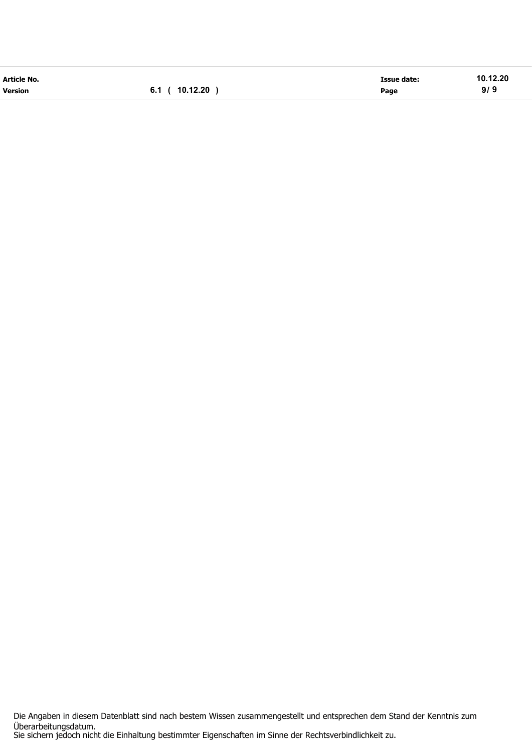Die Angaben in diesem Datenblatt sind nach bestem Wissen zusammengestellt und entsprechen dem Stand der Kenntnis zum Überarbeitungsdatum.
Sie sichern jedoch nicht die Einhaltung bestimmter Eigenschaften im Sinne der Rechtsverbindlichkeit zu.